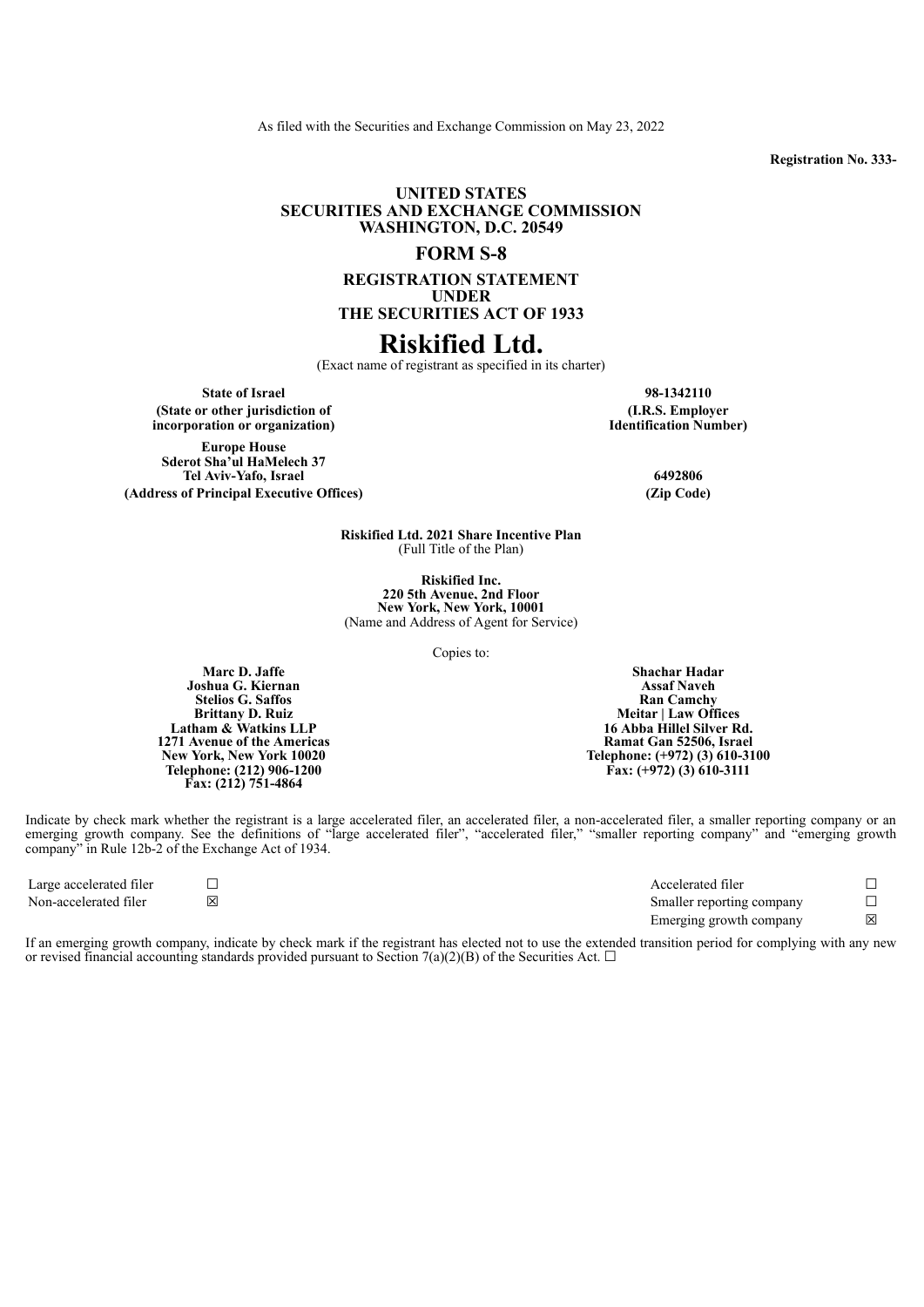As filed with the Securities and Exchange Commission on May 23, 2022

**Registration No. 333-**

**UNITED STATES**
**SECURITIES AND EXCHANGE COMMISSION**
**WASHINGTON, D.C. 20549**

# FORM S-8

**REGISTRATION STATEMENT**
**UNDER**
**THE SECURITIES ACT OF 1933**

# Riskified Ltd.

(Exact name of registrant as specified in its charter)

| **State of Israel** | **98-1342110** |
|---|---|
| **(State or other jurisdiction of incorporation or organization)** | **(I.R.S. Employer Identification Number)** |
| **Europe House Sderot Sha'ul HaMelech 37 Tel Aviv-Yafo, Israel** | **6492806** |
| **(Address of Principal Executive Offices)** | **(Zip Code)** |

**Riskified Ltd. 2021 Share Incentive Plan**
(Full Title of the Plan)

**Riskified Inc.**
**220 5th Avenue, 2nd Floor**
**New York, New York, 10001**
(Name and Address of Agent for Service)

Copies to:

| | |
|---|---|
| **Marc D. Jaffe** | **Shachar Hadar** |
| **Joshua G. Kiernan** | **Assaf Naveh** |
| **Stelios G. Saffos** | **Ran Camchy** |
| **Brittany D. Ruiz** | **Meitar \| Law Offices** |
| **Latham & Watkins LLP** | **16 Abba Hillel Silver Rd.** |
| **1271 Avenue of the Americas** | **Ramat Gan 52506, Israel** |
| **New York, New York 10020** | **Telephone: (+972) (3) 610-3100** |
| **Telephone: (212) 906-1200** | **Fax: (+972) (3) 610-3111** |
| **Fax: (212) 751-4864** | |

Indicate by check mark whether the registrant is a large accelerated filer, an accelerated filer, a non-accelerated filer, a smaller reporting company or an emerging growth company. See the definitions of "large accelerated filer", "accelerated filer," "smaller reporting company" and "emerging growth company" in Rule 12b-2 of the Exchange Act of 1934.

| | | | |
|---|---|---|---|
| Large accelerated filer | ☐ | Accelerated filer | ☐ |
| Non-accelerated filer | ☒ | Smaller reporting company | ☐ |
| | | Emerging growth company | ☒ |

If an emerging growth company, indicate by check mark if the registrant has elected not to use the extended transition period for complying with any new or revised financial accounting standards provided pursuant to Section 7(a)(2)(B) of the Securities Act. ☐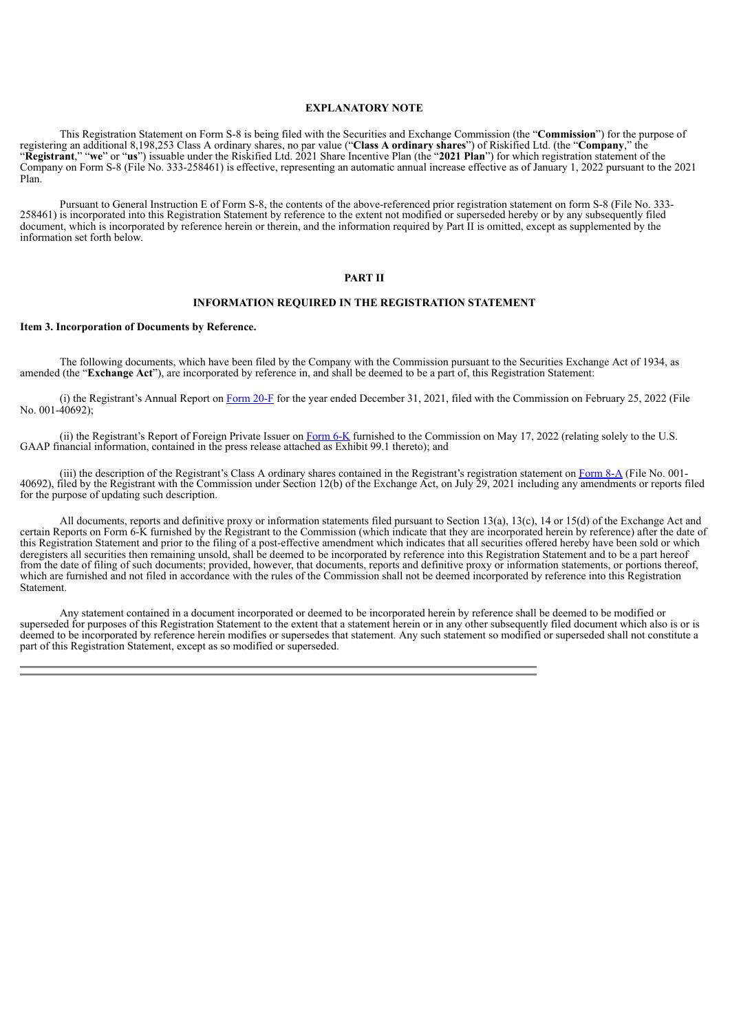## EXPLANATORY NOTE

This Registration Statement on Form S-8 is being filed with the Securities and Exchange Commission (the "**Commission**") for the purpose of registering an additional 8,198,253 Class A ordinary shares, no par value ("**Class A ordinary shares**") of Riskified Ltd. (the "**Company**," the "**Registrant**," "**we**" or "**us**") issuable under the Riskified Ltd. 2021 Share Incentive Plan (the "**2021 Plan**") for which registration statement of the Company on Form S-8 (File No. 333-258461) is effective, representing an automatic annual increase effective as of January 1, 2022 pursuant to the 2021 Plan.

Pursuant to General Instruction E of Form S-8, the contents of the above-referenced prior registration statement on form S-8 (File No. 333-258461) is incorporated into this Registration Statement by reference to the extent not modified or superseded hereby or by any subsequently filed document, which is incorporated by reference herein or therein, and the information required by Part II is omitted, except as supplemented by the information set forth below.

## PART II

## INFORMATION REQUIRED IN THE REGISTRATION STATEMENT

### Item 3. Incorporation of Documents by Reference.

The following documents, which have been filed by the Company with the Commission pursuant to the Securities Exchange Act of 1934, as amended (the "**Exchange Act**"), are incorporated by reference in, and shall be deemed to be a part of, this Registration Statement:

(i) the Registrant's Annual Report on Form 20-F for the year ended December 31, 2021, filed with the Commission on February 25, 2022 (File No. 001-40692);

(ii) the Registrant's Report of Foreign Private Issuer on Form 6-K furnished to the Commission on May 17, 2022 (relating solely to the U.S. GAAP financial information, contained in the press release attached as Exhibit 99.1 thereto); and

(iii) the description of the Registrant's Class A ordinary shares contained in the Registrant's registration statement on Form 8-A (File No. 001-40692), filed by the Registrant with the Commission under Section 12(b) of the Exchange Act, on July 29, 2021 including any amendments or reports filed for the purpose of updating such description.

All documents, reports and definitive proxy or information statements filed pursuant to Section 13(a), 13(c), 14 or 15(d) of the Exchange Act and certain Reports on Form 6-K furnished by the Registrant to the Commission (which indicate that they are incorporated herein by reference) after the date of this Registration Statement and prior to the filing of a post-effective amendment which indicates that all securities offered hereby have been sold or which deregisters all securities then remaining unsold, shall be deemed to be incorporated by reference into this Registration Statement and to be a part hereof from the date of filing of such documents; provided, however, that documents, reports and definitive proxy or information statements, or portions thereof, which are furnished and not filed in accordance with the rules of the Commission shall not be deemed incorporated by reference into this Registration Statement.

Any statement contained in a document incorporated or deemed to be incorporated herein by reference shall be deemed to be modified or superseded for purposes of this Registration Statement to the extent that a statement herein or in any other subsequently filed document which also is or is deemed to be incorporated by reference herein modifies or supersedes that statement. Any such statement so modified or superseded shall not constitute a part of this Registration Statement, except as so modified or superseded.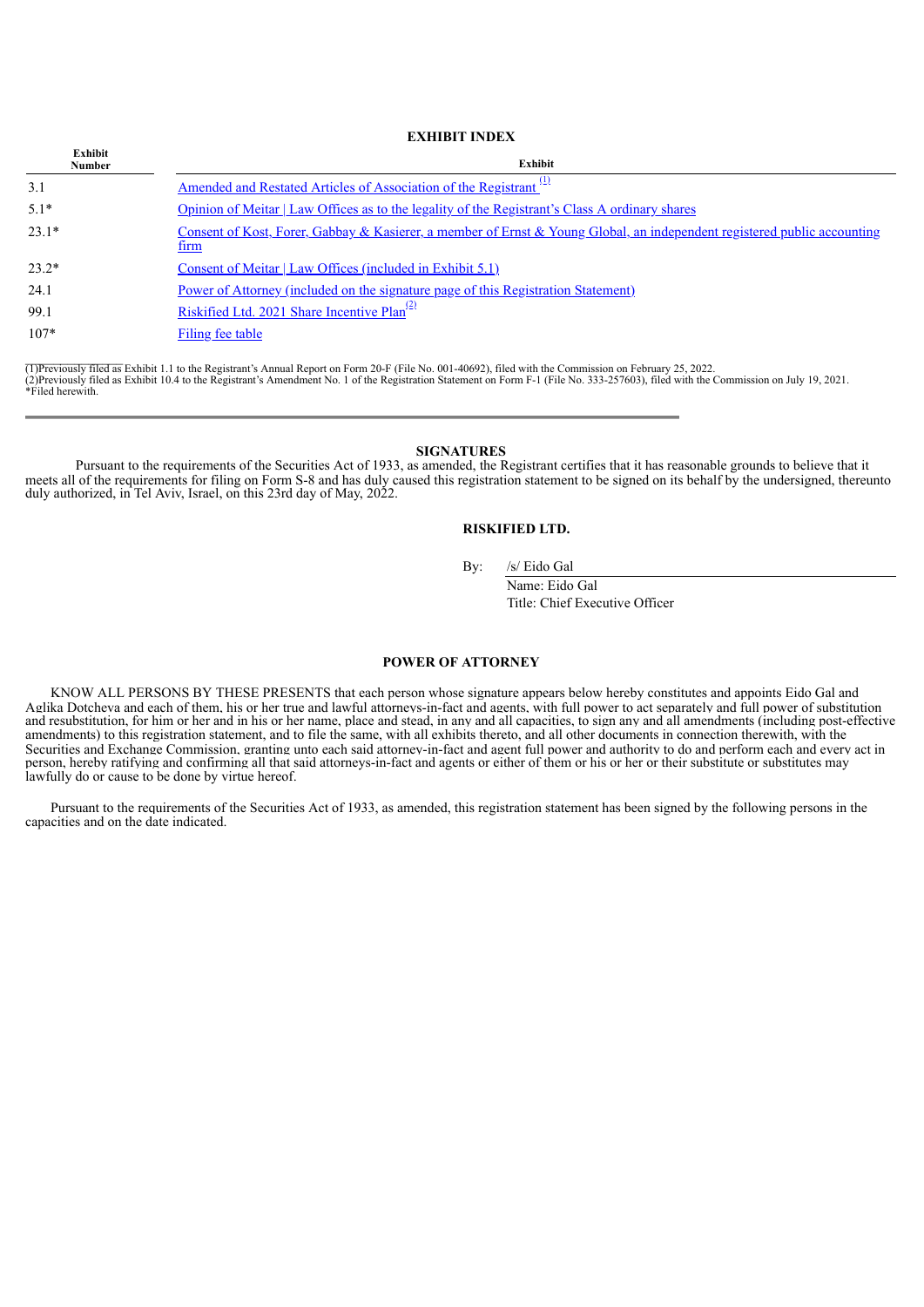## EXHIBIT INDEX

| Exhibit Number | Exhibit |
|---|---|
| 3.1 | Amended and Restated Articles of Association of the Registrant [(1)] |
| 5.1* | Opinion of Meitar \| Law Offices as to the legality of the Registrant's Class A ordinary shares |
| 23.1* | Consent of Kost, Forer, Gabbay & Kasierer, a member of Ernst & Young Global, an independent registered public accounting firm |
| 23.2* | Consent of Meitar \| Law Offices (included in Exhibit 5.1) |
| 24.1 | Power of Attorney (included on the signature page of this Registration Statement) |
| 99.1 | Riskified Ltd. 2021 Share Incentive Plan[(2)] |
| 107* | Filing fee table |

(1)Previously filed as Exhibit 1.1 to the Registrant's Annual Report on Form 20-F (File No. 001-40692), filed with the Commission on February 25, 2022.
(2)Previously filed as Exhibit 10.4 to the Registrant's Amendment No. 1 of the Registration Statement on Form F-1 (File No. 333-257603), filed with the Commission on July 19, 2021.
*Filed herewith.

---

## SIGNATURES

Pursuant to the requirements of the Securities Act of 1933, as amended, the Registrant certifies that it has reasonable grounds to believe that it meets all of the requirements for filing on Form S-8 and has duly caused this registration statement to be signed on its behalf by the undersigned, thereunto duly authorized, in Tel Aviv, Israel, on this 23rd day of May, 2022.

**RISKIFIED LTD.**

By: /s/ Eido Gal
Name: Eido Gal
Title: Chief Executive Officer

## POWER OF ATTORNEY

KNOW ALL PERSONS BY THESE PRESENTS that each person whose signature appears below hereby constitutes and appoints Eido Gal and Aglika Dotcheva and each of them, his or her true and lawful attorneys-in-fact and agents, with full power to act separately and full power of substitution and resubstitution, for him or her and in his or her name, place and stead, in any and all capacities, to sign any and all amendments (including post-effective amendments) to this registration statement, and to file the same, with all exhibits thereto, and all other documents in connection therewith, with the Securities and Exchange Commission, granting unto each said attorney-in-fact and agent full power and authority to do and perform each and every act in person, hereby ratifying and confirming all that said attorneys-in-fact and agents or either of them or his or her or their substitute or substitutes may lawfully do or cause to be done by virtue hereof.

Pursuant to the requirements of the Securities Act of 1933, as amended, this registration statement has been signed by the following persons in the capacities and on the date indicated.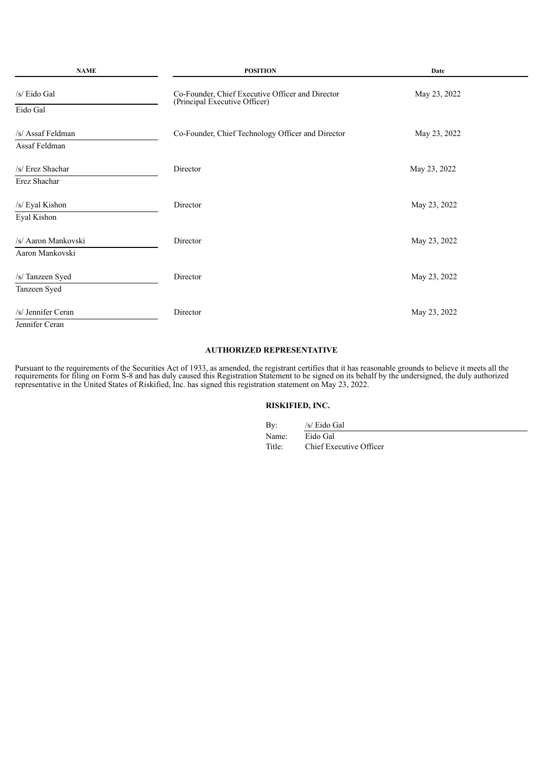| NAME | POSITION | Date |
|---|---|---|
| /s/ Eido Gal<br>Eido Gal | Co-Founder, Chief Executive Officer and Director (Principal Executive Officer) | May 23, 2022 |
| /s/ Assaf Feldman<br>Assaf Feldman | Co-Founder, Chief Technology Officer and Director | May 23, 2022 |
| /s/ Erez Shachar<br>Erez Shachar | Director | May 23, 2022 |
| /s/ Eyal Kishon<br>Eyal Kishon | Director | May 23, 2022 |
| /s/ Aaron Mankovski<br>Aaron Mankovski | Director | May 23, 2022 |
| /s/ Tanzeen Syed<br>Tanzeen Syed | Director | May 23, 2022 |
| /s/ Jennifer Ceran<br>Jennifer Ceran | Director | May 23, 2022 |

**AUTHORIZED REPRESENTATIVE**

Pursuant to the requirements of the Securities Act of 1933, as amended, the registrant certifies that it has reasonable grounds to believe it meets all the requirements for filing on Form S-8 and has duly caused this Registration Statement to be signed on its behalf by the undersigned, the duly authorized representative in the United States of Riskified, Inc. has signed this registration statement on May 23, 2022.

**RISKIFIED, INC.**

By: /s/ Eido Gal
Name: Eido Gal
Title: Chief Executive Officer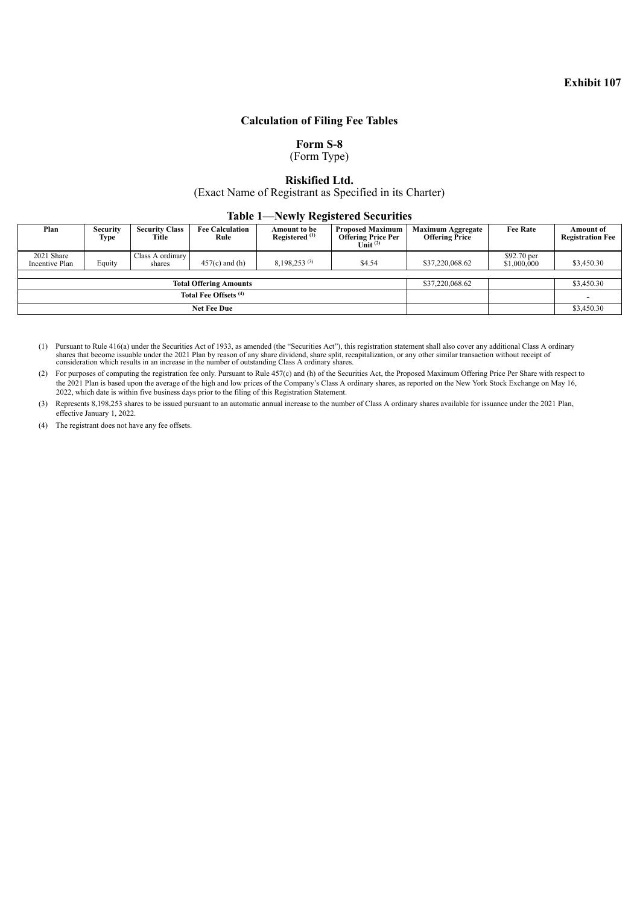**Exhibit 107**

## Calculation of Filing Fee Tables

**Form S-8**
(Form Type)

**Riskified Ltd.**
(Exact Name of Registrant as Specified in its Charter)

### Table 1—Newly Registered Securities

| Plan | Security Type | Security Class Title | Fee Calculation Rule | Amount to be Registered [1] | Proposed Maximum Offering Price Per Unit [2] | Maximum Aggregate Offering Price | Fee Rate | Amount of Registration Fee |
|---|---|---|---|---|---|---|---|---|
| 2021 Share Incentive Plan | Equity | Class A ordinary shares | 457(c) and (h) | 8,198,253 [3] | $4.54 | $37,220,068.62 | $92.70 per $1,000,000 | $3,450.30 |
| **Total Offering Amounts** | | | | | | $37,220,068.62 | | $3,450.30 |
| **Total Fee Offsets** [4] | | | | | | | | - |
| **Net Fee Due** | | | | | | | | $3,450.30 |

(1) Pursuant to Rule 416(a) under the Securities Act of 1933, as amended (the "Securities Act"), this registration statement shall also cover any additional Class A ordinary shares that become issuable under the 2021 Plan by reason of any share dividend, share split, recapitalization, or any other similar transaction without receipt of consideration which results in an increase in the number of outstanding Class A ordinary shares.

(2) For purposes of computing the registration fee only. Pursuant to Rule 457(c) and (h) of the Securities Act, the Proposed Maximum Offering Price Per Share with respect to the 2021 Plan is based upon the average of the high and low prices of the Company's Class A ordinary shares, as reported on the New York Stock Exchange on May 16, 2022, which date is within five business days prior to the filing of this Registration Statement.

(3) Represents 8,198,253 shares to be issued pursuant to an automatic annual increase to the number of Class A ordinary shares available for issuance under the 2021 Plan, effective January 1, 2022.

(4) The registrant does not have any fee offsets.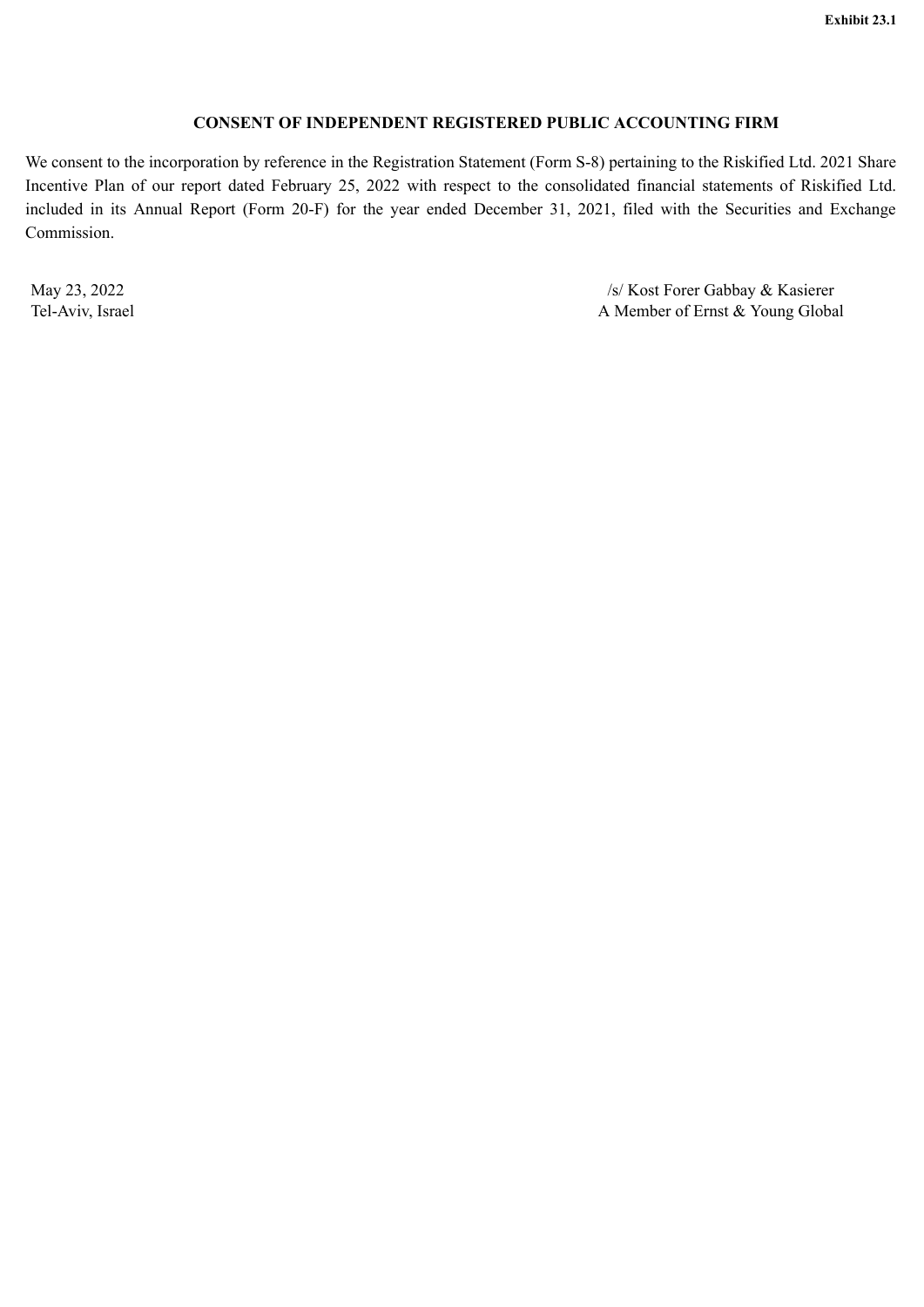**Exhibit 23.1**

## CONSENT OF INDEPENDENT REGISTERED PUBLIC ACCOUNTING FIRM

We consent to the incorporation by reference in the Registration Statement (Form S-8) pertaining to the Riskified Ltd. 2021 Share Incentive Plan of our report dated February 25, 2022 with respect to the consolidated financial statements of Riskified Ltd. included in its Annual Report (Form 20-F) for the year ended December 31, 2021, filed with the Securities and Exchange Commission.

May 23, 2022
Tel-Aviv, Israel

/s/ Kost Forer Gabbay & Kasierer
A Member of Ernst & Young Global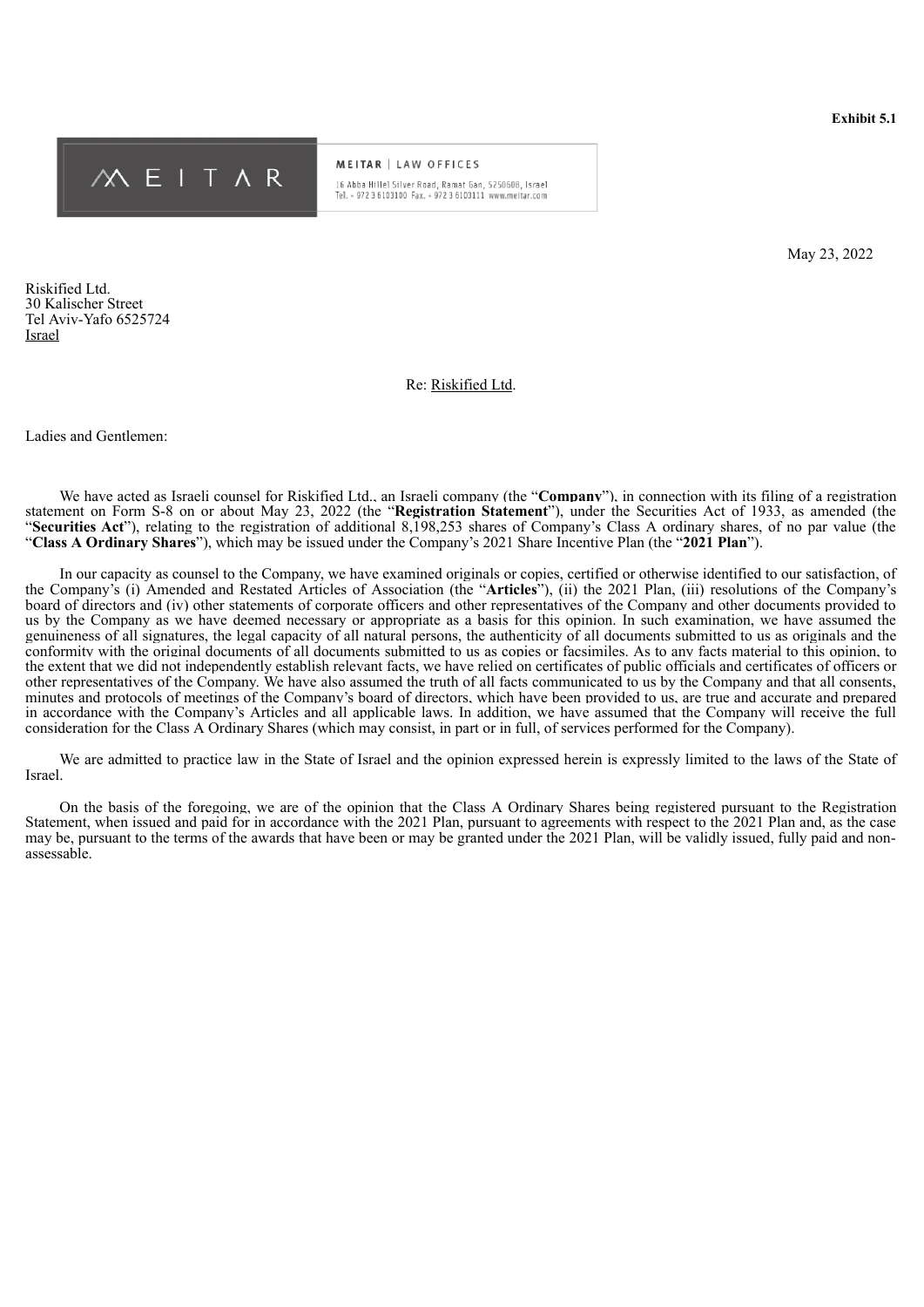**Exhibit 5.1**

MEITAR | LAW OFFICES

16 Abba Hillel Silver Road, Ramat Gan, 5250608, Israel
Tel. + 972 3 6103100 Fax. + 972 3 6103111 www.meitar.com

May 23, 2022

Riskified Ltd.
30 Kalischer Street
Tel Aviv-Yafo 6525724
Israel

Re: Riskified Ltd.

Ladies and Gentlemen:

We have acted as Israeli counsel for Riskified Ltd., an Israeli company (the "**Company**"), in connection with its filing of a registration statement on Form S-8 on or about May 23, 2022 (the "**Registration Statement**"), under the Securities Act of 1933, as amended (the "**Securities Act**"), relating to the registration of additional 8,198,253 shares of Company's Class A ordinary shares, of no par value (the "**Class A Ordinary Shares**"), which may be issued under the Company's 2021 Share Incentive Plan (the "**2021 Plan**").

In our capacity as counsel to the Company, we have examined originals or copies, certified or otherwise identified to our satisfaction, of the Company's (i) Amended and Restated Articles of Association (the "**Articles**"), (ii) the 2021 Plan, (iii) resolutions of the Company's board of directors and (iv) other statements of corporate officers and other representatives of the Company and other documents provided to us by the Company as we have deemed necessary or appropriate as a basis for this opinion. In such examination, we have assumed the genuineness of all signatures, the legal capacity of all natural persons, the authenticity of all documents submitted to us as originals and the conformity with the original documents of all documents submitted to us as copies or facsimiles. As to any facts material to this opinion, to the extent that we did not independently establish relevant facts, we have relied on certificates of public officials and certificates of officers or other representatives of the Company. We have also assumed the truth of all facts communicated to us by the Company and that all consents, minutes and protocols of meetings of the Company's board of directors, which have been provided to us, are true and accurate and prepared in accordance with the Company's Articles and all applicable laws. In addition, we have assumed that the Company will receive the full consideration for the Class A Ordinary Shares (which may consist, in part or in full, of services performed for the Company).

We are admitted to practice law in the State of Israel and the opinion expressed herein is expressly limited to the laws of the State of Israel.

On the basis of the foregoing, we are of the opinion that the Class A Ordinary Shares being registered pursuant to the Registration Statement, when issued and paid for in accordance with the 2021 Plan, pursuant to agreements with respect to the 2021 Plan and, as the case may be, pursuant to the terms of the awards that have been or may be granted under the 2021 Plan, will be validly issued, fully paid and non-assessable.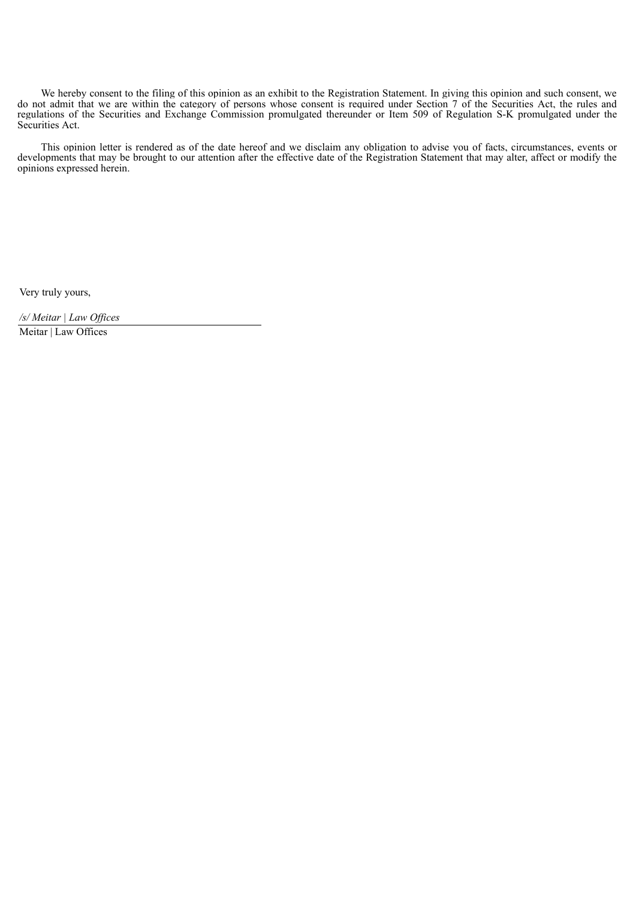We hereby consent to the filing of this opinion as an exhibit to the Registration Statement. In giving this opinion and such consent, we do not admit that we are within the category of persons whose consent is required under Section 7 of the Securities Act, the rules and regulations of the Securities and Exchange Commission promulgated thereunder or Item 509 of Regulation S-K promulgated under the Securities Act.

This opinion letter is rendered as of the date hereof and we disclaim any obligation to advise you of facts, circumstances, events or developments that may be brought to our attention after the effective date of the Registration Statement that may alter, affect or modify the opinions expressed herein.

Very truly yours,

*/s/ Meitar | Law Offices*

Meitar | Law Offices